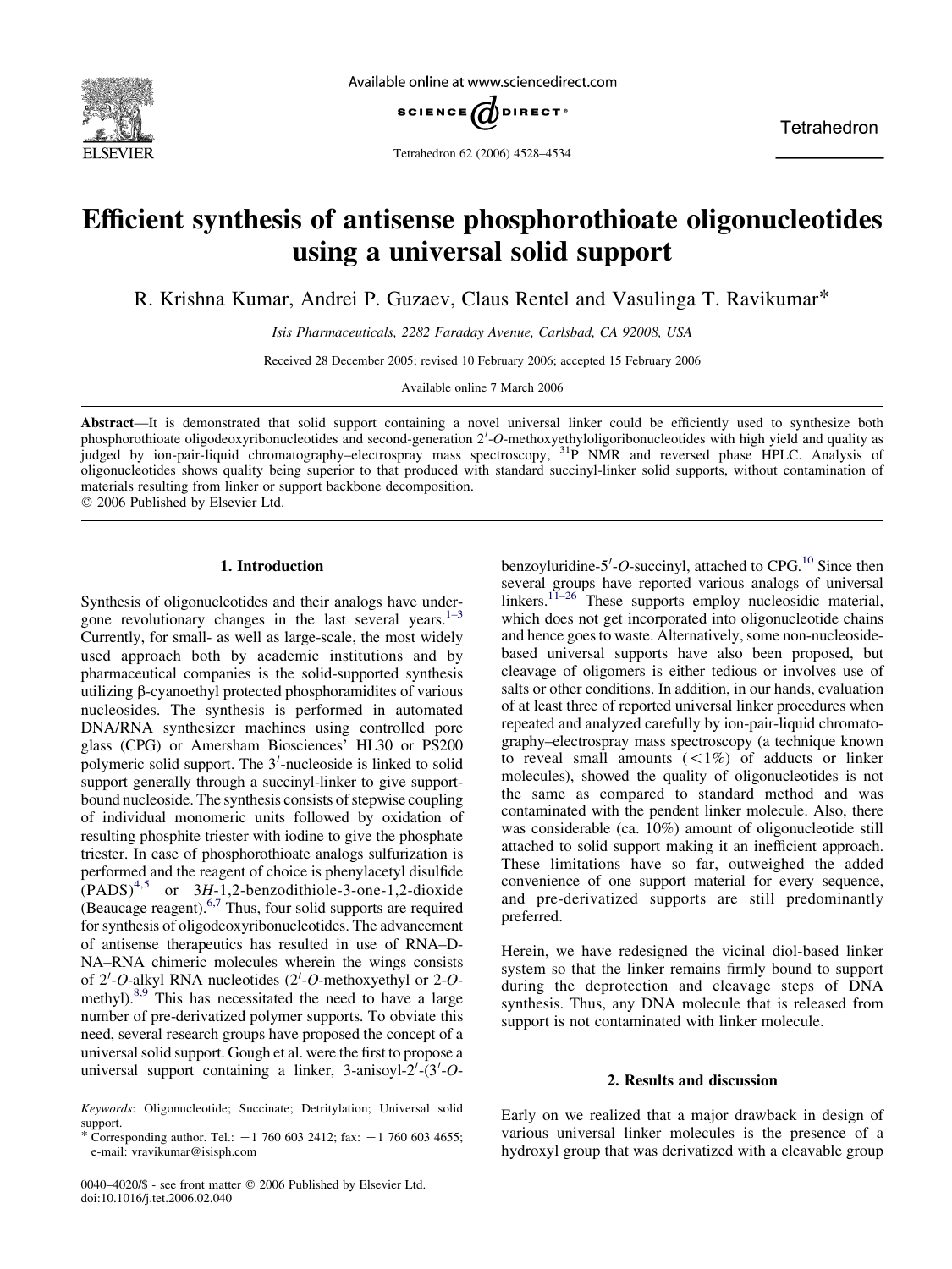# Efficient synthesis of antisense phosphorothioate oligonucleotides using a universal solid support

R. Krishna Kumar, Andrei P. Guzaev, Claus Rentel and Vasulinga T. Ravikumar*

*Isis Pharmaceuticals, 2282 Faraday Avenue, Carlsbad, CA 92008, USA*

Received 28 December 2005; revised 10 February 2006; accepted 15 February 2006

Available online 7 March 2006

**Abstract**—It is demonstrated that solid support containing a novel universal linker could be efficiently used to synthesize both phosphorothioate oligodeoxyribonucleotides and second-generation 2′-O-methoxyethyloligoribonucleotides with high yield and quality as judged by ion-pair-liquid chromatography–electrospray mass spectroscopy, $^{31}$P NMR and reversed phase HPLC. Analysis of oligonucleotides shows quality being superior to that produced with standard succinyl-linker solid supports, without contamination of materials resulting from linker or support backbone decomposition.

© 2006 Published by Elsevier Ltd.

## 1. Introduction

Synthesis of oligonucleotides and their analogs have undergone revolutionary changes in the last several years.[1–3] Currently, for small- as well as large-scale, the most widely used approach both by academic institutions and by pharmaceutical companies is the solid-supported synthesis utilizing β-cyanoethyl protected phosphoramidites of various nucleosides. The synthesis is performed in automated DNA/RNA synthesizer machines using controlled pore glass (CPG) or Amersham Biosciences' HL30 or PS200 polymeric solid support. The 3′-nucleoside is linked to solid support generally through a succinyl-linker to give support-bound nucleoside. The synthesis consists of stepwise coupling of individual monomeric units followed by oxidation of resulting phosphite triester with iodine to give the phosphate triester. In case of phosphorothioate analogs sulfurization is performed and the reagent of choice is phenylacetyl disulfide (PADS)[4,5] or 3*H*-1,2-benzodithiole-3-one-1,2-dioxide (Beaucage reagent).[6,7] Thus, four solid supports are required for synthesis of oligodeoxyribonucleotides. The advancement of antisense therapeutics has resulted in use of RNA–DNA–RNA chimeric molecules wherein the wings consists of 2′-O-alkyl RNA nucleotides (2′-O-methoxyethyl or 2-O-methyl).[8,9] This has necessitated the need to have a large number of pre-derivatized polymer supports. To obviate this need, several research groups have proposed the concept of a universal solid support. Gough et al. were the first to propose a universal support containing a linker, 3-anisoyl-2′-(3′-O-benzoyluridine-5′-O-succinyl, attached to CPG.[10] Since then several groups have reported various analogs of universal linkers.[11–26] These supports employ nucleosidic material, which does not get incorporated into oligonucleotide chains and hence goes to waste. Alternatively, some non-nucleoside-based universal supports have also been proposed, but cleavage of oligomers is either tedious or involves use of salts or other conditions. In addition, in our hands, evaluation of at least three of reported universal linker procedures when repeated and analyzed carefully by ion-pair-liquid chromatography–electrospray mass spectroscopy (a technique known to reveal small amounts (<1%) of adducts or linker molecules), showed the quality of oligonucleotides is not the same as compared to standard method and was contaminated with the pendent linker molecule. Also, there was considerable (ca. 10%) amount of oligonucleotide still attached to solid support making it an inefficient approach. These limitations have so far, outweighed the added convenience of one support material for every sequence, and pre-derivatized supports are still predominantly preferred.

Herein, we have redesigned the vicinal diol-based linker system so that the linker remains firmly bound to support during the deprotection and cleavage steps of DNA synthesis. Thus, any DNA molecule that is released from support is not contaminated with linker molecule.

## 2. Results and discussion

Early on we realized that a major drawback in design of various universal linker molecules is the presence of a hydroxyl group that was derivatized with a cleavable group

---

*Keywords*: Oligonucleotide; Succinate; Detritylation; Universal solid support.

\* Corresponding author. Tel.: +1 760 603 2412; fax: +1 760 603 4655; e-mail: vravikumar@isisph.com

0040–4020/$ - see front matter © 2006 Published by Elsevier Ltd.
doi:10.1016/j.tet.2006.02.040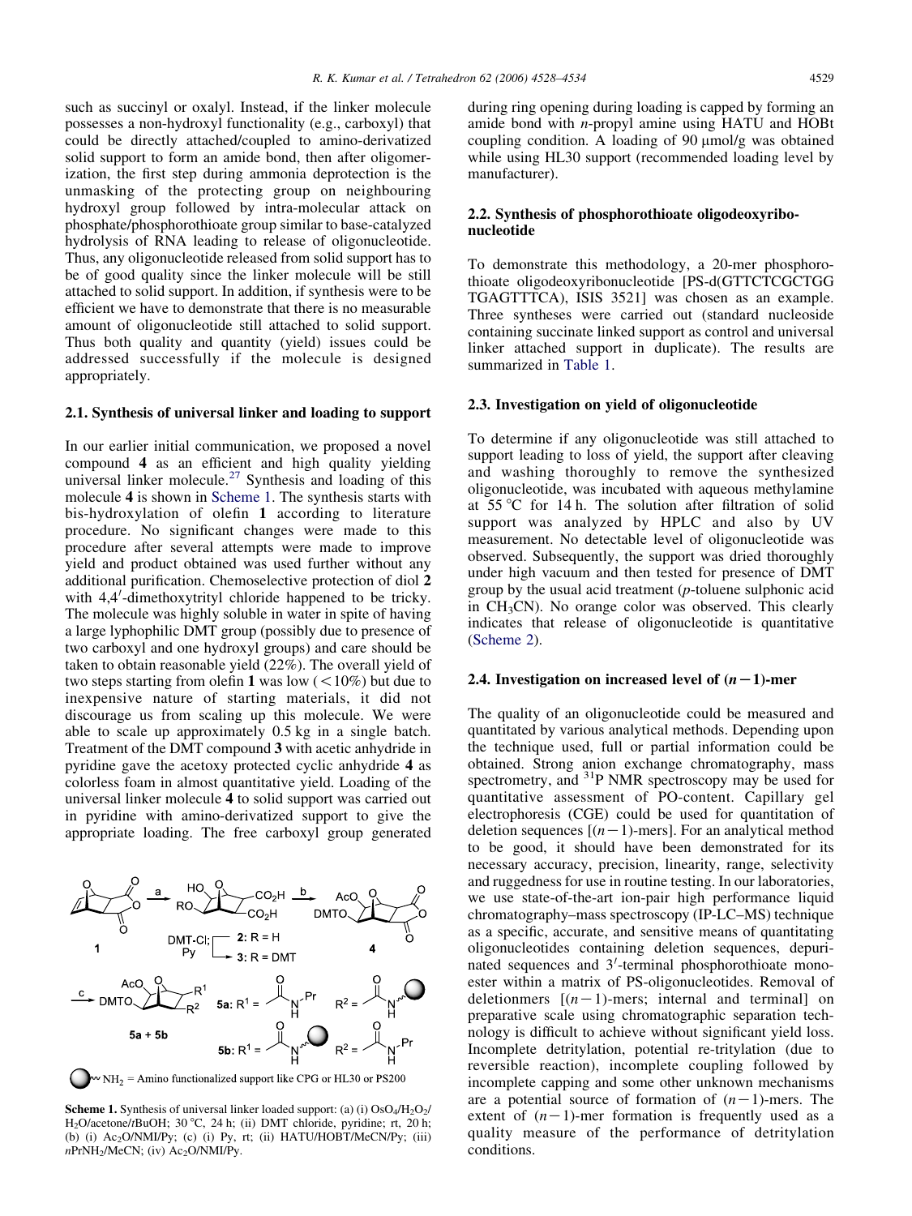such as succinyl or oxalyl. Instead, if the linker molecule possesses a non-hydroxyl functionality (e.g., carboxyl) that could be directly attached/coupled to amino-derivatized solid support to form an amide bond, then after oligomerization, the first step during ammonia deprotection is the unmasking of the protecting group on neighbouring hydroxyl group followed by intra-molecular attack on phosphate/phosphorothioate group similar to base-catalyzed hydrolysis of RNA leading to release of oligonucleotide. Thus, any oligonucleotide released from solid support has to be of good quality since the linker molecule will be still attached to solid support. In addition, if synthesis were to be efficient we have to demonstrate that there is no measurable amount of oligonucleotide still attached to solid support. Thus both quality and quantity (yield) issues could be addressed successfully if the molecule is designed appropriately.

### 2.1. Synthesis of universal linker and loading to support

In our earlier initial communication, we proposed a novel compound **4** as an efficient and high quality yielding universal linker molecule.[27] Synthesis and loading of this molecule **4** is shown in Scheme 1. The synthesis starts with bis-hydroxylation of olefin **1** according to literature procedure. No significant changes were made to this procedure after several attempts were made to improve yield and product obtained was used further without any additional purification. Chemoselective protection of diol **2** with 4,4′-dimethoxytrityl chloride happened to be tricky. The molecule was highly soluble in water in spite of having a large lyphophilic DMT group (possibly due to presence of two carboxyl and one hydroxyl groups) and care should be taken to obtain reasonable yield (22%). The overall yield of two steps starting from olefin **1** was low (<10%) but due to inexpensive nature of starting materials, it did not discourage us from scaling up this molecule. We were able to scale up approximately 0.5 kg in a single batch. Treatment of the DMT compound **3** with acetic anhydride in pyridine gave the acetoxy protected cyclic anhydride **4** as colorless foam in almost quantitative yield. Loading of the universal linker molecule **4** to solid support was carried out in pyridine with amino-derivatized support to give the appropriate loading. The free carboxyl group generated during ring opening during loading is capped by forming an amide bond with *n*-propyl amine using HATU and HOBt coupling condition. A loading of 90 μmol/g was obtained while using HL30 support (recommended loading level by manufacturer).

**Scheme 1.** Synthesis of universal linker loaded support: (a) (i) $OsO_4/H_2O_2/H_2O$/acetone/*t*BuOH; 30 °C, 24 h; (ii) DMT chloride, pyridine; rt, 20 h; (b) (i) $Ac_2O$/NMI/Py; (c) (i) Py, rt; (ii) HATU/HOBT/MeCN/Py; (iii) $n$PrNH$_2$/MeCN; (iv) $Ac_2O$/NMI/Py.

### 2.2. Synthesis of phosphorothioate oligodeoxyribonucleotide

To demonstrate this methodology, a 20-mer phosphorothioate oligodeoxyribonucleotide [PS-d(GTTCTCGCTGG TGAGTTTCA), ISIS 3521] was chosen as an example. Three syntheses were carried out (standard nucleoside containing succinate linked support as control and universal linker attached support in duplicate). The results are summarized in Table 1.

### 2.3. Investigation on yield of oligonucleotide

To determine if any oligonucleotide was still attached to support leading to loss of yield, the support after cleaving and washing thoroughly to remove the synthesized oligonucleotide, was incubated with aqueous methylamine at 55 °C for 14 h. The solution after filtration of solid support was analyzed by HPLC and also by UV measurement. No detectable level of oligonucleotide was observed. Subsequently, the support was dried thoroughly under high vacuum and then tested for presence of DMT group by the usual acid treatment (*p*-toluene sulphonic acid in $CH_3CN$). No orange color was observed. This clearly indicates that release of oligonucleotide is quantitative (Scheme 2).

### 2.4. Investigation on increased level of $(n-1)$-mer

The quality of an oligonucleotide could be measured and quantitated by various analytical methods. Depending upon the technique used, full or partial information could be obtained. Strong anion exchange chromatography, mass spectrometry, and $^{31}P$ NMR spectroscopy may be used for quantitative assessment of PO-content. Capillary gel electrophoresis (CGE) could be used for quantitation of deletion sequences [$(n-1)$-mers]. For an analytical method to be good, it should have been demonstrated for its necessary accuracy, precision, linearity, range, selectivity and ruggedness for use in routine testing. In our laboratories, we use state-of-the-art ion-pair high performance liquid chromatography–mass spectroscopy (IP-LC–MS) technique as a specific, accurate, and sensitive means of quantitating oligonucleotides containing deletion sequences, depurinated sequences and 3′-terminal phosphorothioate monoester within a matrix of PS-oligonucleotides. Removal of deletionmers [$(n-1)$-mers; internal and terminal] on preparative scale using chromatographic separation technology is difficult to achieve without significant yield loss. Incomplete detritylation, potential re-tritylation (due to reversible reaction), incomplete coupling followed by incomplete capping and some other unknown mechanisms are a potential source of formation of $(n-1)$-mers. The extent of $(n-1)$-mer formation is frequently used as a quality measure of the performance of detritylation conditions.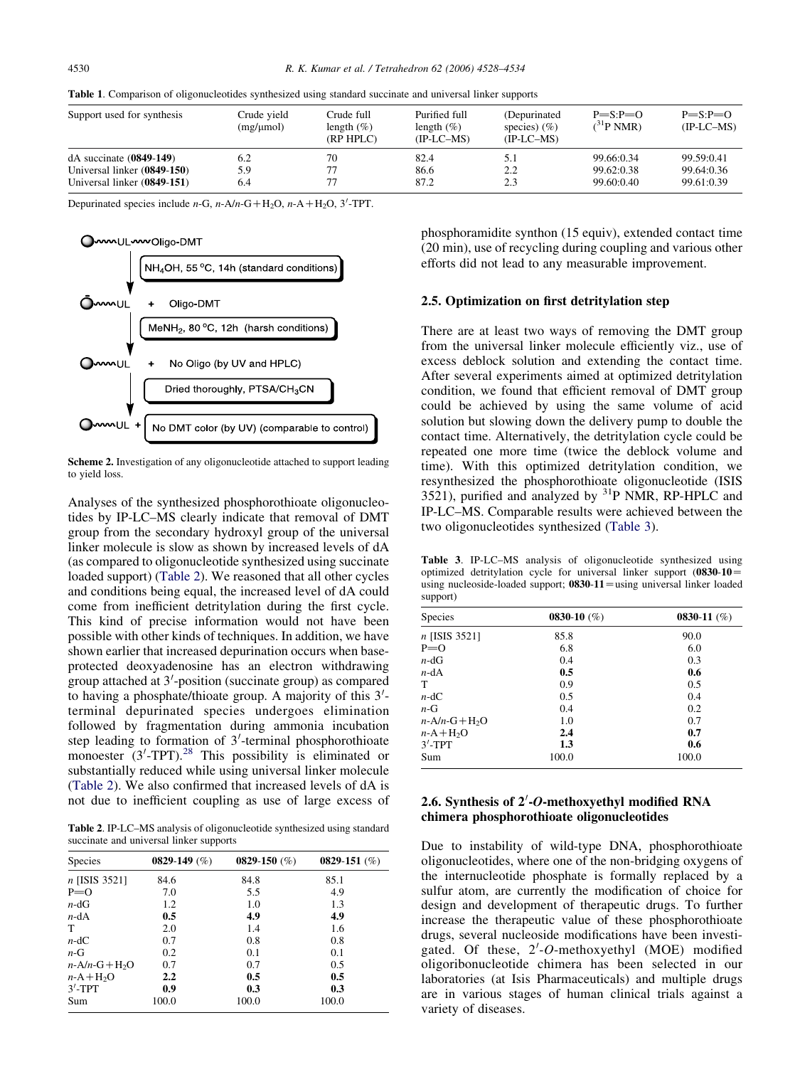**Table 1**. Comparison of oligonucleotides synthesized using standard succinate and universal linker supports

| Support used for synthesis | Crude yield (mg/μmol) | Crude full length (%) (RP HPLC) | Purified full length (%) (IP-LC–MS) | (Depurinated species) (%) (IP-LC–MS) | P=S:P=O ($^{31}$P NMR) | P=S:P=O (IP-LC–MS) |
|---|---|---|---|---|---|---|
| dA succinate (**0849-149**) | 6.2 | 70 | 82.4 | 5.1 | 99.66:0.34 | 99.59:0.41 |
| Universal linker (**0849-150**) | 5.9 | 77 | 86.6 | 2.2 | 99.62:0.38 | 99.64:0.36 |
| Universal linker (**0849-151**) | 6.4 | 77 | 87.2 | 2.3 | 99.60:0.40 | 99.61:0.39 |

Depurinated species include *n*-G, *n*-A/*n*-G + $H_2O$, *n*-A + $H_2O$, 3′-TPT.

Scheme 2. Investigation of any oligonucleotide attached to support leading to yield loss.

Analyses of the synthesized phosphorothioate oligonucleotides by IP-LC–MS clearly indicate that removal of DMT group from the secondary hydroxyl group of the universal linker molecule is slow as shown by increased levels of dA (as compared to oligonucleotide synthesized using succinate loaded support) (Table 2). We reasoned that all other cycles and conditions being equal, the increased level of dA could come from inefficient detritylation during the first cycle. This kind of precise information would not have been possible with other kinds of techniques. In addition, we have shown earlier that increased depurination occurs when base-protected deoxyadenosine has an electron withdrawing group attached at 3′-position (succinate group) as compared to having a phosphate/thioate group. A majority of this 3′-terminal depurinated species undergoes elimination followed by fragmentation during ammonia incubation step leading to formation of 3′-terminal phosphorothioate monoester (3′-TPT).[28] This possibility is eliminated or substantially reduced while using universal linker molecule (Table 2). We also confirmed that increased levels of dA is not due to inefficient coupling as use of large excess of phosphoramidite synthon (15 equiv), extended contact time (20 min), use of recycling during coupling and various other efforts did not lead to any measurable improvement.

**Table 2**. IP-LC–MS analysis of oligonucleotide synthesized using standard succinate and universal linker supports

| Species | **0829-149** (%) | **0829-150** (%) | **0829-151** (%) |
|---|---|---|---|
| *n* [ISIS 3521] | 84.6 | 84.8 | 85.1 |
| P=O | 7.0 | 5.5 | 4.9 |
| *n*-dG | 1.2 | 1.0 | 1.3 |
| *n*-dA | **0.5** | **4.9** | **4.9** |
| T | 2.0 | 1.4 | 1.6 |
| *n*-dC | 0.7 | 0.8 | 0.8 |
| *n*-G | 0.2 | 0.1 | 0.1 |
| *n*-A/*n*-G + $H_2O$ | 0.7 | 0.7 | 0.5 |
| *n*-A + $H_2O$ | **2.2** | **0.5** | **0.5** |
| 3′-TPT | **0.9** | **0.3** | **0.3** |
| Sum | 100.0 | 100.0 | 100.0 |

### 2.5. Optimization on first detritylation step

There are at least two ways of removing the DMT group from the universal linker molecule efficiently viz., use of excess deblock solution and extending the contact time. After several experiments aimed at optimized detritylation condition, we found that efficient removal of DMT group could be achieved by using the same volume of acid solution but slowing down the delivery pump to double the contact time. Alternatively, the detritylation cycle could be repeated one more time (twice the deblock volume and time). With this optimized detritylation condition, we resynthesized the phosphorothioate oligonucleotide (ISIS 3521), purified and analyzed by $^{31}$P NMR, RP-HPLC and IP-LC–MS. Comparable results were achieved between the two oligonucleotides synthesized (Table 3).

**Table 3**. IP-LC–MS analysis of oligonucleotide synthesized using optimized detritylation cycle for universal linker support (**0830-10** = using nucleoside-loaded support; **0830-11** = using universal linker loaded support)

| Species | **0830-10** (%) | **0830-11** (%) |
|---|---|---|
| *n* [ISIS 3521] | 85.8 | 90.0 |
| P=O | 6.8 | 6.0 |
| *n*-dG | 0.4 | 0.3 |
| *n*-dA | **0.5** | **0.6** |
| T | 0.9 | 0.5 |
| *n*-dC | 0.5 | 0.4 |
| *n*-G | 0.4 | 0.2 |
| *n*-A/*n*-G + $H_2O$ | 1.0 | 0.7 |
| *n*-A + $H_2O$ | **2.4** | **0.7** |
| 3′-TPT | **1.3** | **0.6** |
| Sum | 100.0 | 100.0 |

### 2.6. Synthesis of 2′-*O*-methoxyethyl modified RNA chimera phosphorothioate oligonucleotides

Due to instability of wild-type DNA, phosphorothioate oligonucleotides, where one of the non-bridging oxygens of the internucleotide phosphate is formally replaced by a sulfur atom, are currently the modification of choice for design and development of therapeutic drugs. To further increase the therapeutic value of these phosphorothioate drugs, several nucleoside modifications have been investigated. Of these, 2′-*O*-methoxyethyl (MOE) modified oligoribonucleotide chimera has been selected in our laboratories (at Isis Pharmaceuticals) and multiple drugs are in various stages of human clinical trials against a variety of diseases.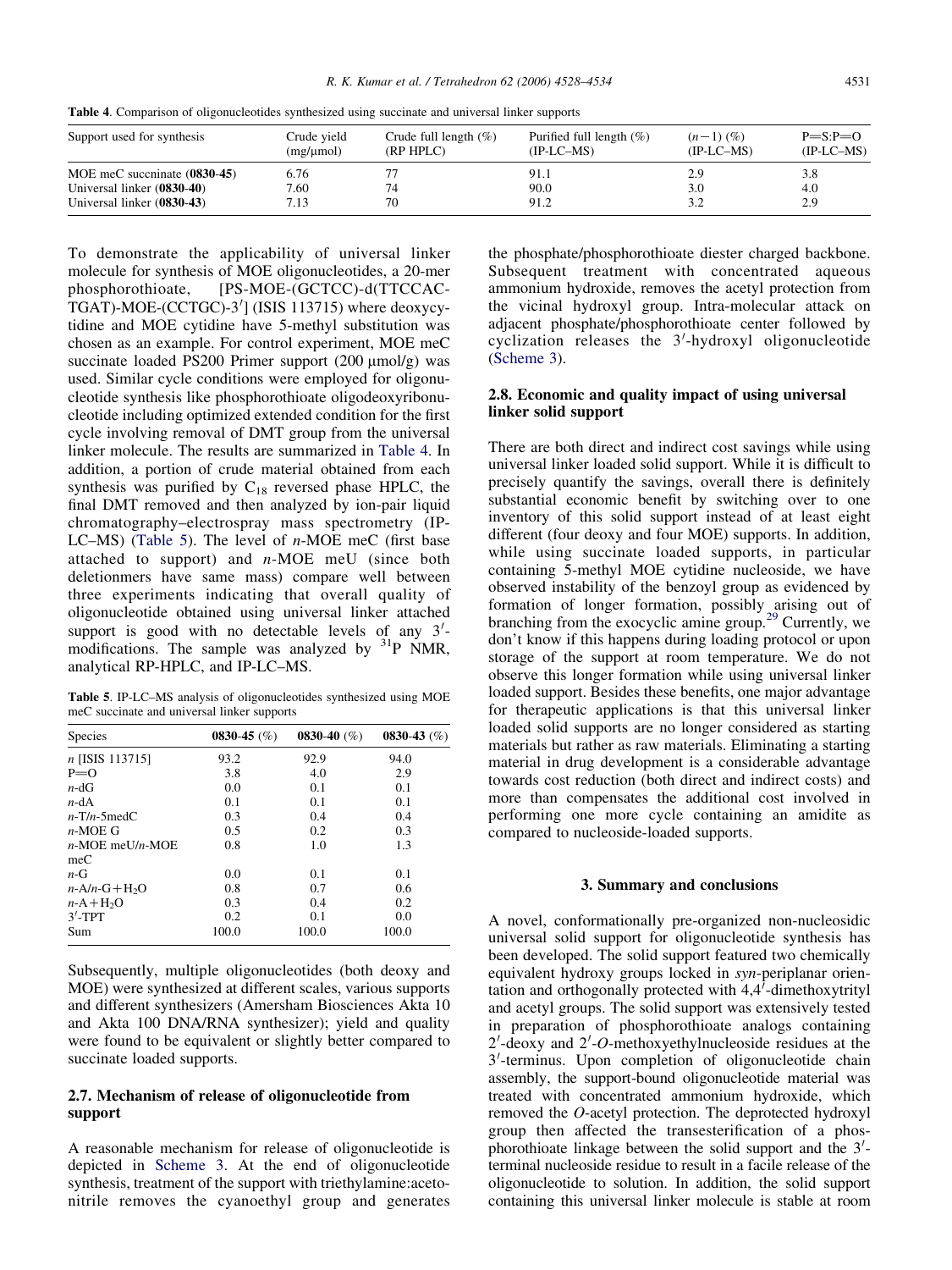**Table 4**. Comparison of oligonucleotides synthesized using succinate and universal linker supports

| Support used for synthesis | Crude yield (mg/μmol) | Crude full length (%) (RP HPLC) | Purified full length (%) (IP-LC–MS) | $(n-1)$ (%) (IP-LC–MS) | P=S:P=O (IP-LC–MS) |
|---|---|---|---|---|---|
| MOE meC succninate (**0830-45**) | 6.76 | 77 | 91.1 | 2.9 | 3.8 |
| Universal linker (**0830-40**) | 7.60 | 74 | 90.0 | 3.0 | 4.0 |
| Universal linker (**0830-43**) | 7.13 | 70 | 91.2 | 3.2 | 2.9 |

To demonstrate the applicability of universal linker molecule for synthesis of MOE oligonucleotides, a 20-mer phosphorothioate, [PS-MOE-(GCTCC)-d(TTCCAC-TGAT)-MOE-(CCTGC)-3′] (ISIS 113715) where deoxycytidine and MOE cytidine have 5-methyl substitution was chosen as an example. For control experiment, MOE meC succinate loaded PS200 Primer support (200 μmol/g) was used. Similar cycle conditions were employed for oligonucleotide synthesis like phosphorothioate oligodeoxyribonucleotide including optimized extended condition for the first cycle involving removal of DMT group from the universal linker molecule. The results are summarized in Table 4. In addition, a portion of crude material obtained from each synthesis was purified by $C_{18}$ reversed phase HPLC, the final DMT removed and then analyzed by ion-pair liquid chromatography–electrospray mass spectrometry (IP-LC–MS) (Table 5). The level of *n*-MOE meC (first base attached to support) and *n*-MOE meU (since both deletionmers have same mass) compare well between three experiments indicating that overall quality of oligonucleotide obtained using universal linker attached support is good with no detectable levels of any 3′-modifications. The sample was analyzed by $^{31}$P NMR, analytical RP-HPLC, and IP-LC–MS.

**Table 5**. IP-LC–MS analysis of oligonucleotides synthesized using MOE meC succinate and universal linker supports

| Species | **0830-45** (%) | **0830-40** (%) | **0830-43** (%) |
|---|---|---|---|
| *n* [ISIS 113715] | 93.2 | 92.9 | 94.0 |
| P=O | 3.8 | 4.0 | 2.9 |
| *n*-dG | 0.0 | 0.1 | 0.1 |
| *n*-dA | 0.1 | 0.1 | 0.1 |
| *n*-T/*n*-5medC | 0.3 | 0.4 | 0.4 |
| *n*-MOE G | 0.5 | 0.2 | 0.3 |
| *n*-MOE meU/*n*-MOE meC | 0.8 | 1.0 | 1.3 |
| *n*-G | 0.0 | 0.1 | 0.1 |
| *n*-A/*n*-G+$H_2O$ | 0.8 | 0.7 | 0.6 |
| *n*-A+$H_2O$ | 0.3 | 0.4 | 0.2 |
| 3′-TPT | 0.2 | 0.1 | 0.0 |
| Sum | 100.0 | 100.0 | 100.0 |

Subsequently, multiple oligonucleotides (both deoxy and MOE) were synthesized at different scales, various supports and different synthesizers (Amersham Biosciences Akta 10 and Akta 100 DNA/RNA synthesizer); yield and quality were found to be equivalent or slightly better compared to succinate loaded supports.

### 2.7. Mechanism of release of oligonucleotide from support

A reasonable mechanism for release of oligonucleotide is depicted in Scheme 3. At the end of oligonucleotide synthesis, treatment of the support with triethylamine:acetonitrile removes the cyanoethyl group and generates the phosphate/phosphorothioate diester charged backbone. Subsequent treatment with concentrated aqueous ammonium hydroxide, removes the acetyl protection from the vicinal hydroxyl group. Intra-molecular attack on adjacent phosphate/phosphorothioate center followed by cyclization releases the 3′-hydroxyl oligonucleotide (Scheme 3).

### 2.8. Economic and quality impact of using universal linker solid support

There are both direct and indirect cost savings while using universal linker loaded solid support. While it is difficult to precisely quantify the savings, overall there is definitely substantial economic benefit by switching over to one inventory of this solid support instead of at least eight different (four deoxy and four MOE) supports. In addition, while using succinate loaded supports, in particular containing 5-methyl MOE cytidine nucleoside, we have observed instability of the benzoyl group as evidenced by formation of longer formation, possibly arising out of branching from the exocyclic amine group.[29] Currently, we don't know if this happens during loading protocol or upon storage of the support at room temperature. We do not observe this longer formation while using universal linker loaded support. Besides these benefits, one major advantage for therapeutic applications is that this universal linker loaded solid supports are no longer considered as starting materials but rather as raw materials. Eliminating a starting material in drug development is a considerable advantage towards cost reduction (both direct and indirect costs) and more than compensates the additional cost involved in performing one more cycle containing an amidite as compared to nucleoside-loaded supports.

## 3. Summary and conclusions

A novel, conformationally pre-organized non-nucleosidic universal solid support for oligonucleotide synthesis has been developed. The solid support featured two chemically equivalent hydroxy groups locked in *syn*-periplanar orientation and orthogonally protected with 4,4′-dimethoxytrityl and acetyl groups. The solid support was extensively tested in preparation of phosphorothioate analogs containing 2′-deoxy and 2′-*O*-methoxyethylnucleoside residues at the 3′-terminus. Upon completion of oligonucleotide chain assembly, the support-bound oligonucleotide material was treated with concentrated ammonium hydroxide, which removed the *O*-acetyl protection. The deprotected hydroxyl group then affected the transesterification of a phosphorothioate linkage between the solid support and the 3′-terminal nucleoside residue to result in a facile release of the oligonucleotide to solution. In addition, the solid support containing this universal linker molecule is stable at room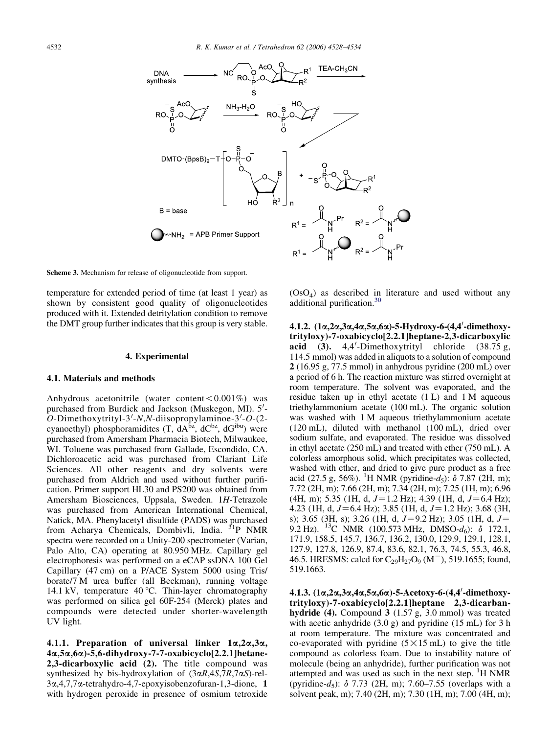Scheme 3. Mechanism for release of oligonucleotide from support.

temperature for extended period of time (at least 1 year) as shown by consistent good quality of oligonucleotides produced with it. Extended detritylation condition to remove the DMT group further indicates that this group is very stable.

## 4. Experimental

### 4.1. Materials and methods

Anhydrous acetonitrile (water content < 0.001%) was purchased from Burdick and Jackson (Muskegon, MI). 5′-O-Dimethoxytrityl-3′-N,N-diisopropylaminoe-3′-O-(2-cyanoethyl) phosphoramidites (T, $dA^{bz}$, $dC^{bz}$, $dG^{ibu}$) were purchased from Amersham Pharmacia Biotech, Milwaukee, WI. Toluene was purchased from Gallade, Escondido, CA. Dichloroacetic acid was purchased from Clariant Life Sciences. All other reagents and dry solvents were purchased from Aldrich and used without further purification. Primer support HL30 and PS200 was obtained from Amersham Biosciences, Uppsala, Sweden. 1*H*-Tetrazole was purchased from American International Chemical, Natick, MA. Phenylacetyl disulfide (PADS) was purchased from Acharya Chemicals, Dombivli, India. $^{31}$P NMR spectra were recorded on a Unity-200 spectrometer (Varian, Palo Alto, CA) operating at 80.950 MHz. Capillary gel electrophoresis was performed on a eCAP ssDNA 100 Gel Capillary (47 cm) on a P/ACE System 5000 using Tris/borate/7 M urea buffer (all Beckman), running voltage 14.1 kV, temperature 40 °C. Thin-layer chromatography was performed on silica gel 60F-254 (Merck) plates and compounds were detected under shorter-wavelength UV light.

**4.1.1. Preparation of universal linker 1α,2α,3α,4α,5α,6α)-5,6-dihydroxy-7-7-oxabicyclo[2.2.1]hetane-2,3-dicarboxylic acid (2).** The title compound was synthesized by bis-hydroxylation of (3α*R*,4*S*,7*R*,7α*S*)-rel-3α,4,7,7α-tetrahydro-4,7-epoxyisobenzofuran-1,3-dione, **1** with hydrogen peroxide in presence of osmium tetroxide ($OsO_4$) as described in literature and used without any additional purification.[30]

**4.1.2. (1α,2α,3α,4α,5α,6α)-5-Hydroxy-6-(4,4′-dimethoxytrityloxy)-7-oxabicyclo[2.2.1]heptane-2,3-dicarboxylic acid (3).** 4,4′-Dimethoxytrityl chloride (38.75 g, 114.5 mmol) was added in aliquots to a solution of compound **2** (16.95 g, 77.5 mmol) in anhydrous pyridine (200 mL) over a period of 6 h. The reaction mixture was stirred overnight at room temperature. The solvent was evaporated, and the residue taken up in ethyl acetate (1 L) and 1 M aqueous triethylammonium acetate (100 mL). The organic solution was washed with 1 M aqueous triethylammonium acetate (120 mL), diluted with methanol (100 mL), dried over sodium sulfate, and evaporated. The residue was dissolved in ethyl acetate (250 mL) and treated with ether (750 mL). A colorless amorphous solid, which precipitates was collected, washed with ether, and dried to give pure product as a free acid (27.5 g, 56%). $^1$H NMR (pyridine-$d_5$): δ 7.87 (2H, m); 7.72 (2H, m); 7.66 (2H, m); 7.34 (2H, m); 7.25 (1H, m); 6.96 (4H, m); 5.35 (1H, d, $J$ = 1.2 Hz); 4.39 (1H, d, $J$ = 6.4 Hz); 4.23 (1H, d, $J$ = 6.4 Hz); 3.85 (1H, d, $J$ = 1.2 Hz); 3.68 (3H, s); 3.65 (3H, s); 3.26 (1H, d, $J$ = 9.2 Hz); 3.05 (1H, d, $J$ = 9.2 Hz). $^{13}$C NMR (100.573 MHz, DMSO-$d_6$): δ 172.1, 171.9, 158.5, 145.7, 136.7, 136.2, 130.0, 129.9, 129.1, 128.1, 127.9, 127.8, 126.9, 87.4, 83.6, 82.1, 76.3, 74.5, 55.3, 46.8, 46.5. HRESMS: calcd for $C_{29}H_{27}O_9$ ($M^-$), 519.1655; found, 519.1663.

**4.1.3. (1α,2α,3α,4α,5α,6α)-5-Acetoxy-6-(4,4′-dimethoxytrityloxy)-7-oxabicyclo[2.2.1]heptane 2,3-dicarbanhydride (4).** Compound **3** (1.57 g, 3.0 mmol) was treated with acetic anhydride (3.0 g) and pyridine (15 mL) for 3 h at room temperature. The mixture was concentrated and co-evaporated with pyridine (5×15 mL) to give the title compound as colorless foam. Due to instability nature of molecule (being an anhydride), further purification was not attempted and was used as such in the next step. $^1$H NMR (pyridine-$d_5$): δ 7.73 (2H, m); 7.60–7.55 (overlaps with a solvent peak, m); 7.40 (2H, m); 7.30 (1H, m); 7.00 (4H, m);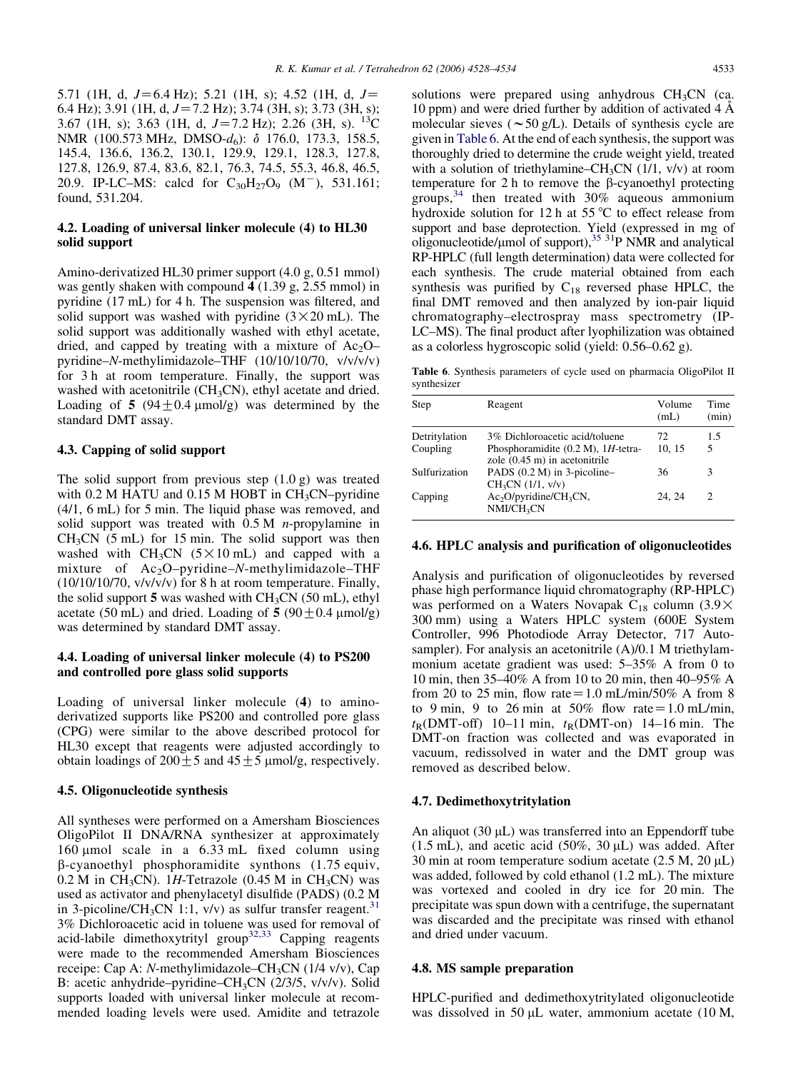5.71 (1H, d, $J=6.4$ Hz); 5.21 (1H, s); 4.52 (1H, d, $J=6.4$ Hz); 3.91 (1H, d, $J=7.2$ Hz); 3.74 (3H, s); 3.73 (3H, s); 3.67 (1H, s); 3.63 (1H, d, $J=7.2$ Hz); 2.26 (3H, s). $^{13}$C NMR (100.573 MHz, DMSO-$d_6$): $\delta$ 176.0, 173.3, 158.5, 145.4, 136.6, 136.2, 130.1, 129.9, 129.1, 128.3, 127.8, 127.8, 126.9, 87.4, 83.6, 82.1, 76.3, 74.5, 55.3, 46.8, 46.5, 20.9. IP-LC–MS: calcd for $C_{30}H_{27}O_9$ ($M^-$), 531.161; found, 531.204.

### 4.2. Loading of universal linker molecule (4) to HL30 solid support

Amino-derivatized HL30 primer support (4.0 g, 0.51 mmol) was gently shaken with compound **4** (1.39 g, 2.55 mmol) in pyridine (17 mL) for 4 h. The suspension was filtered, and solid support was washed with pyridine ($3\times20$ mL). The solid support was additionally washed with ethyl acetate, dried, and capped by treating with a mixture of $Ac_2O$–pyridine–*N*-methylimidazole–THF (10/10/10/70, v/v/v/v) for 3 h at room temperature. Finally, the support was washed with acetonitrile ($CH_3CN$), ethyl acetate and dried. Loading of **5** ($94\pm0.4$ μmol/g) was determined by the standard DMT assay.

### 4.3. Capping of solid support

The solid support from previous step (1.0 g) was treated with 0.2 M HATU and 0.15 M HOBT in $CH_3CN$–pyridine (4/1, 6 mL) for 5 min. The liquid phase was removed, and solid support was treated with 0.5 M *n*-propylamine in $CH_3CN$ (5 mL) for 15 min. The solid support was then washed with $CH_3CN$ ($5\times10$ mL) and capped with a mixture of $Ac_2O$–pyridine–*N*-methylimidazole–THF (10/10/10/70, v/v/v/v) for 8 h at room temperature. Finally, the solid support **5** was washed with $CH_3CN$ (50 mL), ethyl acetate (50 mL) and dried. Loading of **5** ($90\pm0.4$ μmol/g) was determined by standard DMT assay.

### 4.4. Loading of universal linker molecule (4) to PS200 and controlled pore glass solid supports

Loading of universal linker molecule (**4**) to amino-derivatized supports like PS200 and controlled pore glass (CPG) were similar to the above described protocol for HL30 except that reagents were adjusted accordingly to obtain loadings of $200\pm5$ and $45\pm5$ μmol/g, respectively.

### 4.5. Oligonucleotide synthesis

All syntheses were performed on a Amersham Biosciences OligoPilot II DNA/RNA synthesizer at approximately 160 μmol scale in a 6.33 mL fixed column using β-cyanoethyl phosphoramidite synthons (1.75 equiv, 0.2 M in $CH_3CN$). 1*H*-Tetrazole (0.45 M in $CH_3CN$) was used as activator and phenylacetyl disulfide (PADS) (0.2 M in 3-picoline/$CH_3CN$ 1:1, v/v) as sulfur transfer reagent.[31] 3% Dichloroacetic acid in toluene was used for removal of acid-labile dimethoxytrityl group[32,33] Capping reagents were made to the recommended Amersham Biosciences receipe: Cap A: *N*-methylimidazole–$CH_3CN$ (1/4 v/v), Cap B: acetic anhydride–pyridine–$CH_3CN$ (2/3/5, v/v/v). Solid supports loaded with universal linker molecule at recommended loading levels were used. Amidite and tetrazole solutions were prepared using anhydrous $CH_3CN$ (ca. 10 ppm) and were dried further by addition of activated 4 Å molecular sieves (~50 g/L). Details of synthesis cycle are given in Table 6. At the end of each synthesis, the support was thoroughly dried to determine the crude weight yield, treated with a solution of triethylamine–$CH_3CN$ (1/1, v/v) at room temperature for 2 h to remove the β-cyanoethyl protecting groups,[34] then treated with 30% aqueous ammonium hydroxide solution for 12 h at 55 °C to effect release from support and base deprotection. Yield (expressed in mg of oligonucleotide/μmol of support),[35] $^{31}$P NMR and analytical RP-HPLC (full length determination) data were collected for each synthesis. The crude material obtained from each synthesis was purified by $C_{18}$ reversed phase HPLC, the final DMT removed and then analyzed by ion-pair liquid chromatography–electrospray mass spectrometry (IP-LC–MS). The final product after lyophilization was obtained as a colorless hygroscopic solid (yield: 0.56–0.62 g).

**Table 6**. Synthesis parameters of cycle used on pharmacia OligoPilot II synthesizer

| Step | Reagent | Volume (mL) | Time (min) |
|---|---|---|---|
| Detritylation | 3% Dichloroacetic acid/toluene | 72 | 1.5 |
| Coupling | Phosphoramidite (0.2 M), 1*H*-tetrazole (0.45 m) in acetonitrile | 10, 15 | 5 |
| Sulfurization | PADS (0.2 M) in 3-picoline–$CH_3CN$ (1/1, v/v) | 36 | 3 |
| Capping | $Ac_2O$/pyridine/$CH_3CN$, NMI/$CH_3CN$ | 24, 24 | 2 |

### 4.6. HPLC analysis and purification of oligonucleotides

Analysis and purification of oligonucleotides by reversed phase high performance liquid chromatography (RP-HPLC) was performed on a Waters Novapak $C_{18}$ column ($3.9\times300$ mm) using a Waters HPLC system (600E System Controller, 996 Photodiode Array Detector, 717 Autosampler). For analysis an acetonitrile (A)/0.1 M triethylammonium acetate gradient was used: 5–35% A from 0 to 10 min, then 35–40% A from 10 to 20 min, then 40–95% A from 20 to 25 min, flow rate = 1.0 mL/min/50% A from 8 to 9 min, 9 to 26 min at 50% flow rate = 1.0 mL/min, $t_R$(DMT-off) 10–11 min, $t_R$(DMT-on) 14–16 min. The DMT-on fraction was collected and was evaporated in vacuum, redissolved in water and the DMT group was removed as described below.

### 4.7. Dedimethoxytritylation

An aliquot (30 μL) was transferred into an Eppendorff tube (1.5 mL), and acetic acid (50%, 30 μL) was added. After 30 min at room temperature sodium acetate (2.5 M, 20 μL) was added, followed by cold ethanol (1.2 mL). The mixture was vortexed and cooled in dry ice for 20 min. The precipitate was spun down with a centrifuge, the supernatant was discarded and the precipitate was rinsed with ethanol and dried under vacuum.

### 4.8. MS sample preparation

HPLC-purified and dedimethoxytritylated oligonucleotide was dissolved in 50 μL water, ammonium acetate (10 M,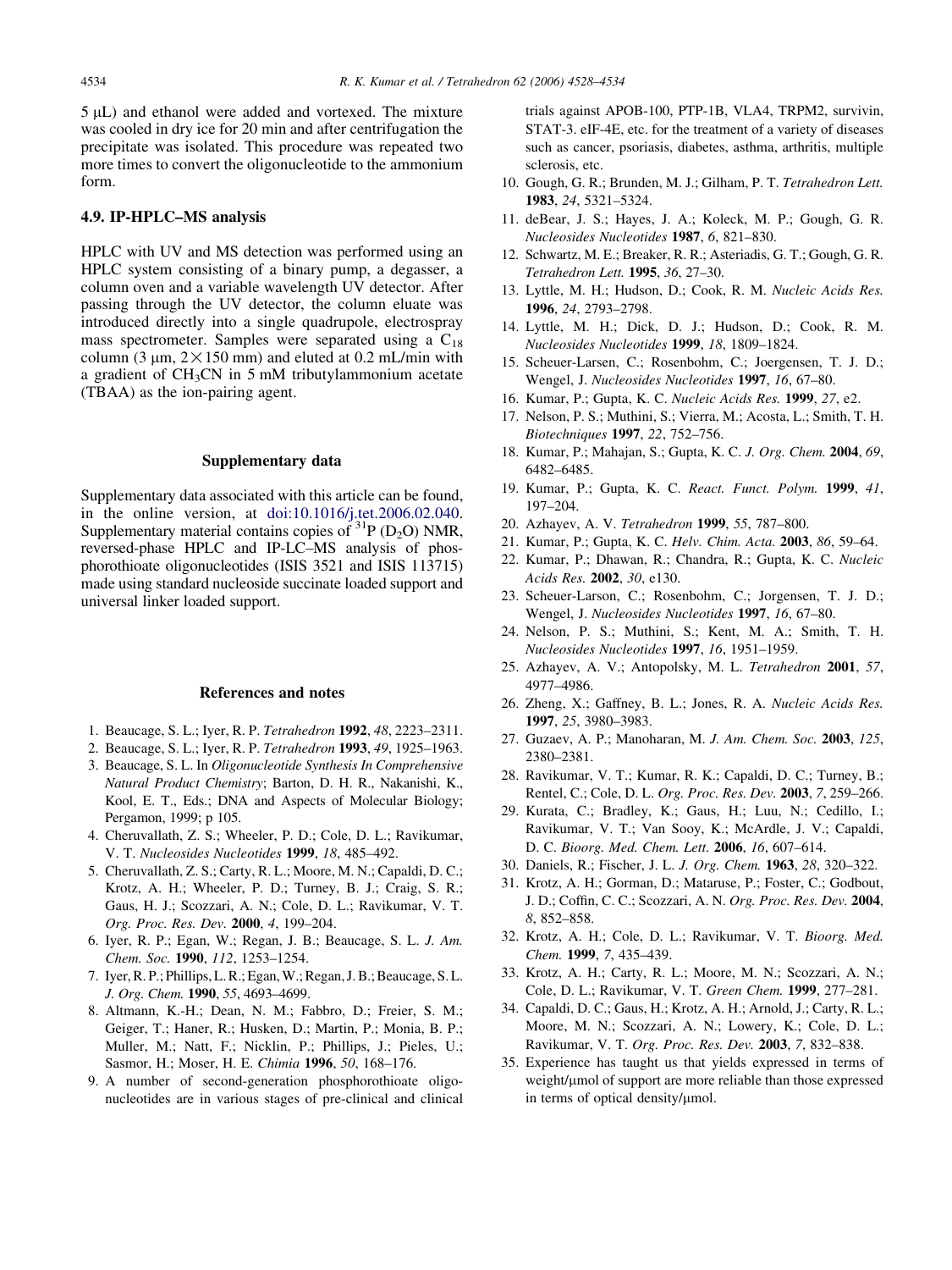5 μL) and ethanol were added and vortexed. The mixture was cooled in dry ice for 20 min and after centrifugation the precipitate was isolated. This procedure was repeated two more times to convert the oligonucleotide to the ammonium form.

### 4.9. IP-HPLC–MS analysis

HPLC with UV and MS detection was performed using an HPLC system consisting of a binary pump, a degasser, a column oven and a variable wavelength UV detector. After passing through the UV detector, the column eluate was introduced directly into a single quadrupole, electrospray mass spectrometer. Samples were separated using a $C_{18}$ column (3 μm, 2×150 mm) and eluted at 0.2 mL/min with a gradient of $CH_3CN$ in 5 mM tributylammonium acetate (TBAA) as the ion-pairing agent.

## Supplementary data

Supplementary data associated with this article can be found, in the online version, at doi:10.1016/j.tet.2006.02.040. Supplementary material contains copies of $^{31}P$ ($D_2O$) NMR, reversed-phase HPLC and IP-LC–MS analysis of phosphorothioate oligonucleotides (ISIS 3521 and ISIS 113715) made using standard nucleoside succinate loaded support and universal linker loaded support.

## References and notes

1. Beaucage, S. L.; Iyer, R. P. *Tetrahedron* **1992**, *48*, 2223–2311.
2. Beaucage, S. L.; Iyer, R. P. *Tetrahedron* **1993**, *49*, 1925–1963.
3. Beaucage, S. L. In *Oligonucleotide Synthesis In Comprehensive Natural Product Chemistry*; Barton, D. H. R., Nakanishi, K., Kool, E. T., Eds.; DNA and Aspects of Molecular Biology; Pergamon, 1999; p 105.
4. Cheruvallath, Z. S.; Wheeler, P. D.; Cole, D. L.; Ravikumar, V. T. *Nucleosides Nucleotides* **1999**, *18*, 485–492.
5. Cheruvallath, Z. S.; Carty, R. L.; Moore, M. N.; Capaldi, D. C.; Krotz, A. H.; Wheeler, P. D.; Turney, B. J.; Craig, S. R.; Gaus, H. J.; Scozzari, A. N.; Cole, D. L.; Ravikumar, V. T. *Org. Proc. Res. Dev.* **2000**, *4*, 199–204.
6. Iyer, R. P.; Egan, W.; Regan, J. B.; Beaucage, S. L. *J. Am. Chem. Soc.* **1990**, *112*, 1253–1254.
7. Iyer, R. P.; Phillips, L. R.; Egan, W.; Regan, J. B.; Beaucage, S. L. *J. Org. Chem.* **1990**, *55*, 4693–4699.
8. Altmann, K.-H.; Dean, N. M.; Fabbro, D.; Freier, S. M.; Geiger, T.; Haner, R.; Husken, D.; Martin, P.; Monia, B. P.; Muller, M.; Natt, F.; Nicklin, P.; Phillips, J.; Pieles, U.; Sasmor, H.; Moser, H. E. *Chimia* **1996**, *50*, 168–176.
9. A number of second-generation phosphorothioate oligonucleotides are in various stages of pre-clinical and clinical trials against APOB-100, PTP-1B, VLA4, TRPM2, survivin, STAT-3. eIF-4E, etc. for the treatment of a variety of diseases such as cancer, psoriasis, diabetes, asthma, arthritis, multiple sclerosis, etc.
10. Gough, G. R.; Brunden, M. J.; Gilham, P. T. *Tetrahedron Lett.* **1983**, *24*, 5321–5324.
11. deBear, J. S.; Hayes, J. A.; Koleck, M. P.; Gough, G. R. *Nucleosides Nucleotides* **1987**, *6*, 821–830.
12. Schwartz, M. E.; Breaker, R. R.; Asteriadis, G. T.; Gough, G. R. *Tetrahedron Lett.* **1995**, *36*, 27–30.
13. Lyttle, M. H.; Hudson, D.; Cook, R. M. *Nucleic Acids Res.* **1996**, *24*, 2793–2798.
14. Lyttle, M. H.; Dick, D. J.; Hudson, D.; Cook, R. M. *Nucleosides Nucleotides* **1999**, *18*, 1809–1824.
15. Scheuer-Larsen, C.; Rosenbohm, C.; Joergensen, T. J. D.; Wengel, J. *Nucleosides Nucleotides* **1997**, *16*, 67–80.
16. Kumar, P.; Gupta, K. C. *Nucleic Acids Res.* **1999**, *27*, e2.
17. Nelson, P. S.; Muthini, S.; Vierra, M.; Acosta, L.; Smith, T. H. *Biotechniques* **1997**, *22*, 752–756.
18. Kumar, P.; Mahajan, S.; Gupta, K. C. *J. Org. Chem.* **2004**, *69*, 6482–6485.
19. Kumar, P.; Gupta, K. C. *React. Funct. Polym.* **1999**, *41*, 197–204.
20. Azhayev, A. V. *Tetrahedron* **1999**, *55*, 787–800.
21. Kumar, P.; Gupta, K. C. *Helv. Chim. Acta.* **2003**, *86*, 59–64.
22. Kumar, P.; Dhawan, R.; Chandra, R.; Gupta, K. C. *Nucleic Acids Res.* **2002**, *30*, e130.
23. Scheuer-Larson, C.; Rosenbohm, C.; Jorgensen, T. J. D.; Wengel, J. *Nucleosides Nucleotides* **1997**, *16*, 67–80.
24. Nelson, P. S.; Muthini, S.; Kent, M. A.; Smith, T. H. *Nucleosides Nucleotides* **1997**, *16*, 1951–1959.
25. Azhayev, A. V.; Antopolsky, M. L. *Tetrahedron* **2001**, *57*, 4977–4986.
26. Zheng, X.; Gaffney, B. L.; Jones, R. A. *Nucleic Acids Res.* **1997**, *25*, 3980–3983.
27. Guzaev, A. P.; Manoharan, M. *J. Am. Chem. Soc.* **2003**, *125*, 2380–2381.
28. Ravikumar, V. T.; Kumar, R. K.; Capaldi, D. C.; Turney, B.; Rentel, C.; Cole, D. L. *Org. Proc. Res. Dev.* **2003**, *7*, 259–266.
29. Kurata, C.; Bradley, K.; Gaus, H.; Luu, N.; Cedillo, I.; Ravikumar, V. T.; Van Sooy, K.; McArdle, J. V.; Capaldi, D. C. *Bioorg. Med. Chem. Lett.* **2006**, *16*, 607–614.
30. Daniels, R.; Fischer, J. L. *J. Org. Chem.* **1963**, *28*, 320–322.
31. Krotz, A. H.; Gorman, D.; Mataruse, P.; Foster, C.; Godbout, J. D.; Coffin, C. C.; Scozzari, A. N. *Org. Proc. Res. Dev.* **2004**, *8*, 852–858.
32. Krotz, A. H.; Cole, D. L.; Ravikumar, V. T. *Bioorg. Med. Chem.* **1999**, *7*, 435–439.
33. Krotz, A. H.; Carty, R. L.; Moore, M. N.; Scozzari, A. N.; Cole, D. L.; Ravikumar, V. T. *Green Chem.* **1999**, 277–281.
34. Capaldi, D. C.; Gaus, H.; Krotz, A. H.; Arnold, J.; Carty, R. L.; Moore, M. N.; Scozzari, A. N.; Lowery, K.; Cole, D. L.; Ravikumar, V. T. *Org. Proc. Res. Dev.* **2003**, *7*, 832–838.
35. Experience has taught us that yields expressed in terms of weight/μmol of support are more reliable than those expressed in terms of optical density/μmol.